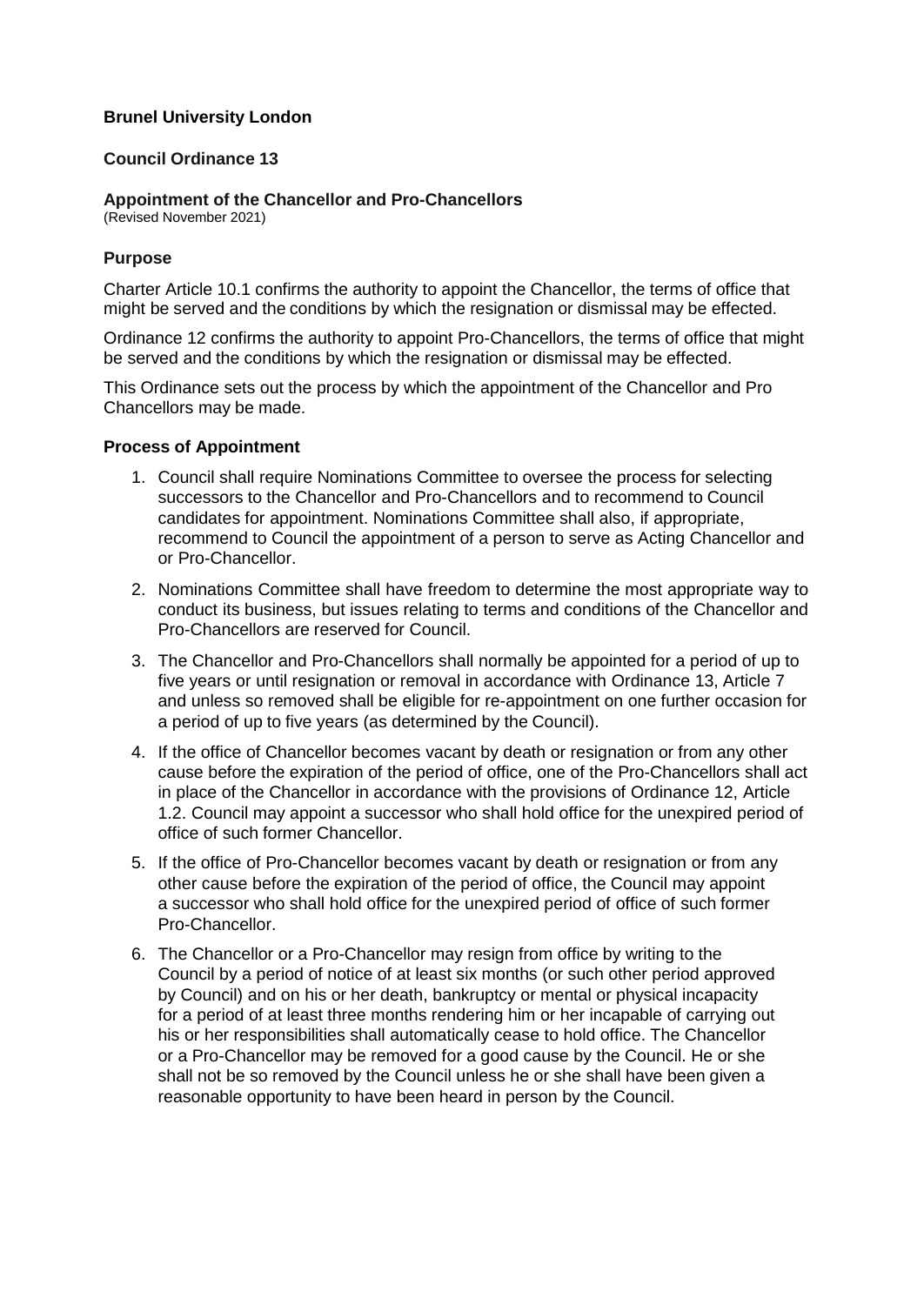# Brunel University London

## Council Ordinance 13

### Appointment of the Chancellor and Pro-Chancellors

(Revised November 2021)

### Purpose

Charter Article 10.1 confirms the authority to appoint the Chancellor, the terms of office that might be served and the conditions by which the resignation or dismissal may be effected.

Ordinance 12 confirms the authority to appoint Pro-Chancellors, the terms of office that might be served and the conditions by which the resignation or dismissal may be effected.

This Ordinance sets out the process by which the appointment of the Chancellor and Pro Chancellors may be made.

### Process of Appointment

1. Council shall require Nominations Committee to oversee the process for selecting successors to the Chancellor and Pro-Chancellors and to recommend to Council candidates for appointment. Nominations Committee shall also, if appropriate, recommend to Council the appointment of a person to serve as Acting Chancellor and or Pro-Chancellor.
2. Nominations Committee shall have freedom to determine the most appropriate way to conduct its business, but issues relating to terms and conditions of the Chancellor and Pro-Chancellors are reserved for Council.
3. The Chancellor and Pro-Chancellors shall normally be appointed for a period of up to five years or until resignation or removal in accordance with Ordinance 13, Article 7 and unless so removed shall be eligible for re-appointment on one further occasion for a period of up to five years (as determined by the Council).
4. If the office of Chancellor becomes vacant by death or resignation or from any other cause before the expiration of the period of office, one of the Pro-Chancellors shall act in place of the Chancellor in accordance with the provisions of Ordinance 12, Article 1.2. Council may appoint a successor who shall hold office for the unexpired period of office of such former Chancellor.
5. If the office of Pro-Chancellor becomes vacant by death or resignation or from any other cause before the expiration of the period of office, the Council may appoint a successor who shall hold office for the unexpired period of office of such former Pro-Chancellor.
6. The Chancellor or a Pro-Chancellor may resign from office by writing to the Council by a period of notice of at least six months (or such other period approved by Council) and on his or her death, bankruptcy or mental or physical incapacity for a period of at least three months rendering him or her incapable of carrying out his or her responsibilities shall automatically cease to hold office. The Chancellor or a Pro-Chancellor may be removed for a good cause by the Council. He or she shall not be so removed by the Council unless he or she shall have been given a reasonable opportunity to have been heard in person by the Council.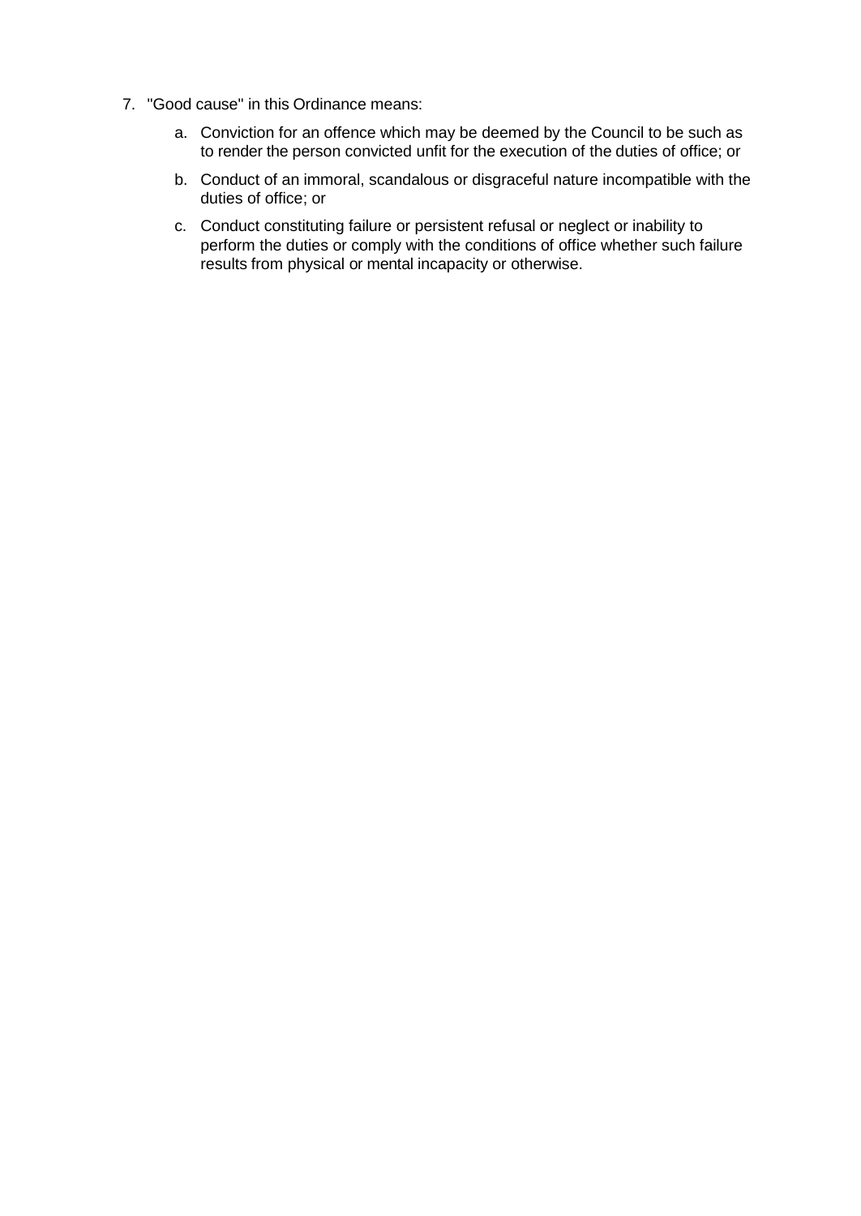7. "Good cause" in this Ordinance means:

    a. Conviction for an offence which may be deemed by the Council to be such as to render the person convicted unfit for the execution of the duties of office; or

    b. Conduct of an immoral, scandalous or disgraceful nature incompatible with the duties of office; or

    c. Conduct constituting failure or persistent refusal or neglect or inability to perform the duties or comply with the conditions of office whether such failure results from physical or mental incapacity or otherwise.